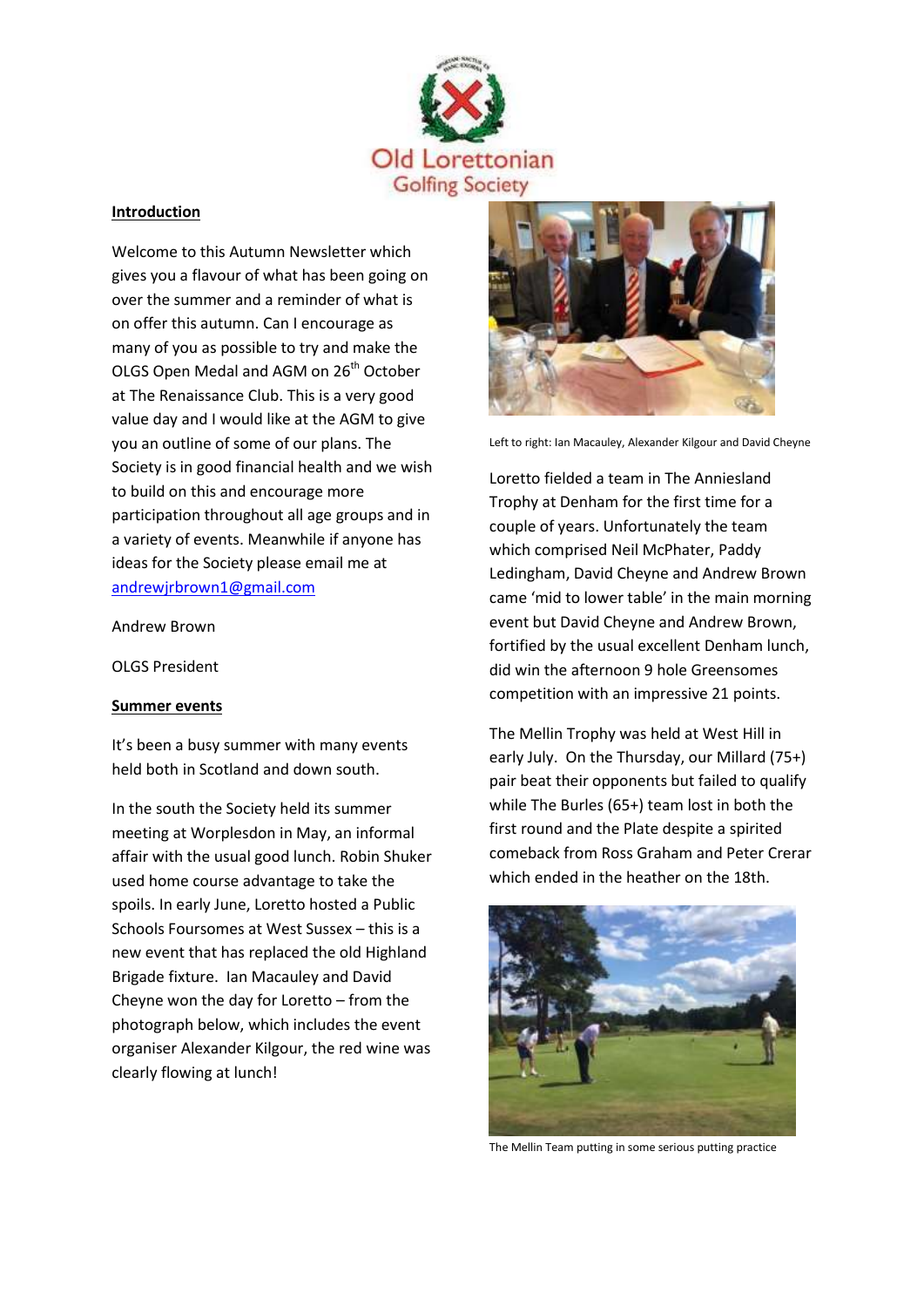Old Lorettonian Golfing Society

## Introduction

Welcome to this Autumn Newsletter which gives you a flavour of what has been going on over the summer and a reminder of what is on offer this autumn. Can I encourage as many of you as possible to try and make the OLGS Open Medal and AGM on 26th October at The Renaissance Club. This is a very good value day and I would like at the AGM to give you an outline of some of our plans. The Society is in good financial health and we wish to build on this and encourage more participation throughout all age groups and in a variety of events. Meanwhile if anyone has ideas for the Society please email me at andrewjrbrown1@gmail.com

Andrew Brown

OLGS President

## Summer events

It's been a busy summer with many events held both in Scotland and down south.

In the south the Society held its summer meeting at Worplesdon in May, an informal affair with the usual good lunch. Robin Shuker used home course advantage to take the spoils. In early June, Loretto hosted a Public Schools Foursomes at West Sussex – this is a new event that has replaced the old Highland Brigade fixture. Ian Macauley and David Cheyne won the day for Loretto – from the photograph below, which includes the event organiser Alexander Kilgour, the red wine was clearly flowing at lunch!

Left to right: Ian Macauley, Alexander Kilgour and David Cheyne

Loretto fielded a team in The Anniesland Trophy at Denham for the first time for a couple of years. Unfortunately the team which comprised Neil McPhater, Paddy Ledingham, David Cheyne and Andrew Brown came 'mid to lower table' in the main morning event but David Cheyne and Andrew Brown, fortified by the usual excellent Denham lunch, did win the afternoon 9 hole Greensomes competition with an impressive 21 points.

The Mellin Trophy was held at West Hill in early July. On the Thursday, our Millard (75+) pair beat their opponents but failed to qualify while The Burles (65+) team lost in both the first round and the Plate despite a spirited comeback from Ross Graham and Peter Crerar which ended in the heather on the 18th.

The Mellin Team putting in some serious putting practice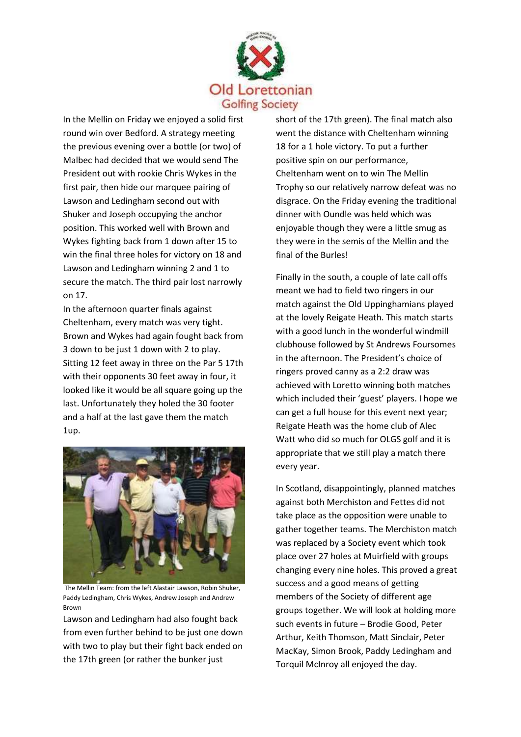In the Mellin on Friday we enjoyed a solid first round win over Bedford. A strategy meeting the previous evening over a bottle (or two) of Malbec had decided that we would send The President out with rookie Chris Wykes in the first pair, then hide our marquee pairing of Lawson and Ledingham second out with Shuker and Joseph occupying the anchor position. This worked well with Brown and Wykes fighting back from 1 down after 15 to win the final three holes for victory on 18 and Lawson and Ledingham winning 2 and 1 to secure the match. The third pair lost narrowly on 17.

In the afternoon quarter finals against Cheltenham, every match was very tight. Brown and Wykes had again fought back from 3 down to be just 1 down with 2 to play. Sitting 12 feet away in three on the Par 5 17th with their opponents 30 feet away in four, it looked like it would be all square going up the last. Unfortunately they holed the 30 footer and a half at the last gave them the match 1up.

The Mellin Team: from the left Alastair Lawson, Robin Shuker, Paddy Ledingham, Chris Wykes, Andrew Joseph and Andrew Brown

Lawson and Ledingham had also fought back from even further behind to be just one down with two to play but their fight back ended on the 17th green (or rather the bunker just short of the 17th green). The final match also went the distance with Cheltenham winning 18 for a 1 hole victory. To put a further positive spin on our performance, Cheltenham went on to win The Mellin Trophy so our relatively narrow defeat was no disgrace. On the Friday evening the traditional dinner with Oundle was held which was enjoyable though they were a little smug as they were in the semis of the Mellin and the final of the Burles!

Finally in the south, a couple of late call offs meant we had to field two ringers in our match against the Old Uppinghamians played at the lovely Reigate Heath. This match starts with a good lunch in the wonderful windmill clubhouse followed by St Andrews Foursomes in the afternoon. The President's choice of ringers proved canny as a 2:2 draw was achieved with Loretto winning both matches which included their 'guest' players. I hope we can get a full house for this event next year; Reigate Heath was the home club of Alec Watt who did so much for OLGS golf and it is appropriate that we still play a match there every year.

In Scotland, disappointingly, planned matches against both Merchiston and Fettes did not take place as the opposition were unable to gather together teams. The Merchiston match was replaced by a Society event which took place over 27 holes at Muirfield with groups changing every nine holes. This proved a great success and a good means of getting members of the Society of different age groups together. We will look at holding more such events in future – Brodie Good, Peter Arthur, Keith Thomson, Matt Sinclair, Peter MacKay, Simon Brook, Paddy Ledingham and Torquil McInroy all enjoyed the day.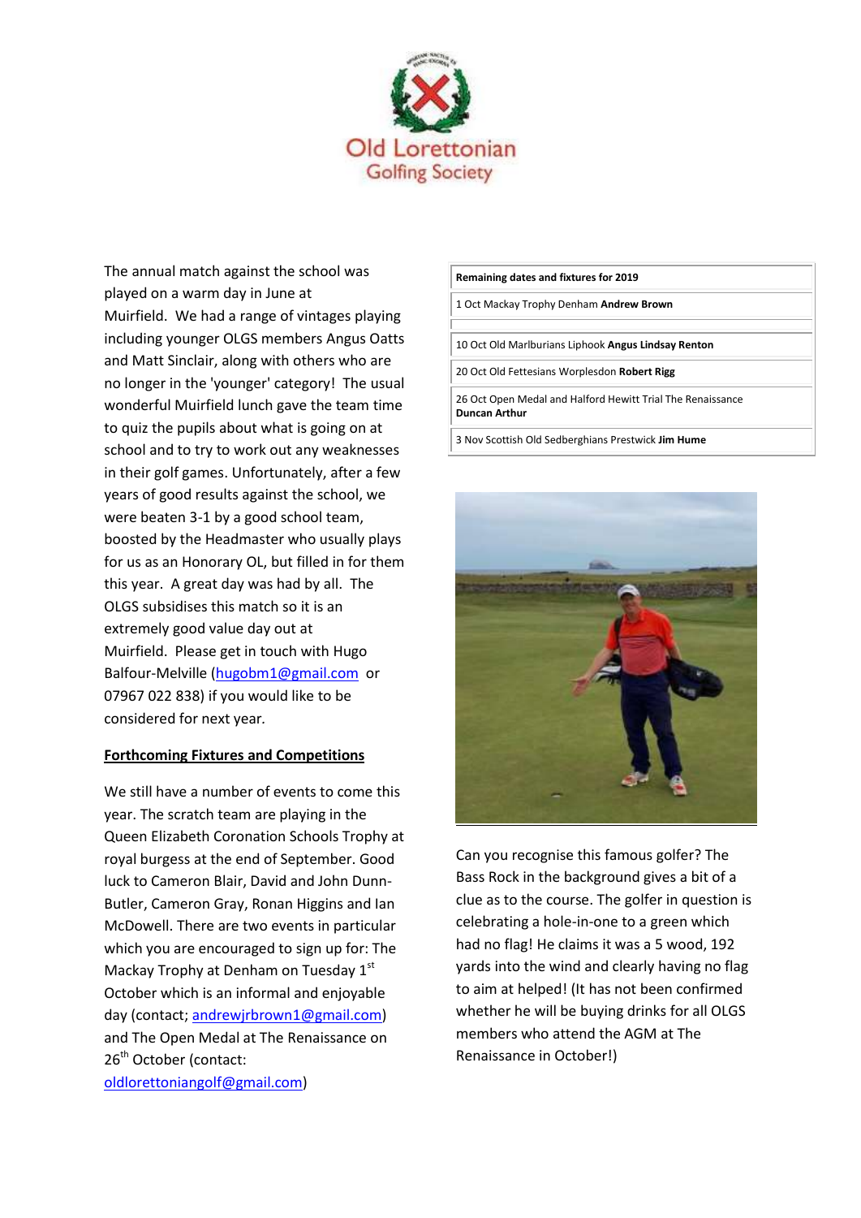Old Lorettonian Golfing Society

The annual match against the school was played on a warm day in June at Muirfield. We had a range of vintages playing including younger OLGS members Angus Oatts and Matt Sinclair, along with others who are no longer in the 'younger' category! The usual wonderful Muirfield lunch gave the team time to quiz the pupils about what is going on at school and to try to work out any weaknesses in their golf games. Unfortunately, after a few years of good results against the school, we were beaten 3-1 by a good school team, boosted by the Headmaster who usually plays for us as an Honorary OL, but filled in for them this year. A great day was had by all. The OLGS subsidises this match so it is an extremely good value day out at Muirfield. Please get in touch with Hugo Balfour-Melville (hugobm1@gmail.com or 07967 022 838) if you would like to be considered for next year.

## Forthcoming Fixtures and Competitions

We still have a number of events to come this year. The scratch team are playing in the Queen Elizabeth Coronation Schools Trophy at royal burgess at the end of September. Good luck to Cameron Blair, David and John Dunn-Butler, Cameron Gray, Ronan Higgins and Ian McDowell. There are two events in particular which you are encouraged to sign up for: The Mackay Trophy at Denham on Tuesday 1st October which is an informal and enjoyable day (contact; andrewjrbrown1@gmail.com) and The Open Medal at The Renaissance on 26th October (contact: oldlorettoniangolf@gmail.com)

| **Remaining dates and fixtures for 2019** |
|---|
| 1 Oct Mackay Trophy Denham **Andrew Brown** |
| |
| 10 Oct Old Marlburians Liphook **Angus Lindsay Renton** |
| 20 Oct Old Fettesians Worplesdon **Robert Rigg** |
| 26 Oct Open Medal and Halford Hewitt Trial The Renaissance **Duncan Arthur** |
| 3 Nov Scottish Old Sedberghians Prestwick **Jim Hume** |

Can you recognise this famous golfer? The Bass Rock in the background gives a bit of a clue as to the course. The golfer in question is celebrating a hole-in-one to a green which had no flag! He claims it was a 5 wood, 192 yards into the wind and clearly having no flag to aim at helped! (It has not been confirmed whether he will be buying drinks for all OLGS members who attend the AGM at The Renaissance in October!)